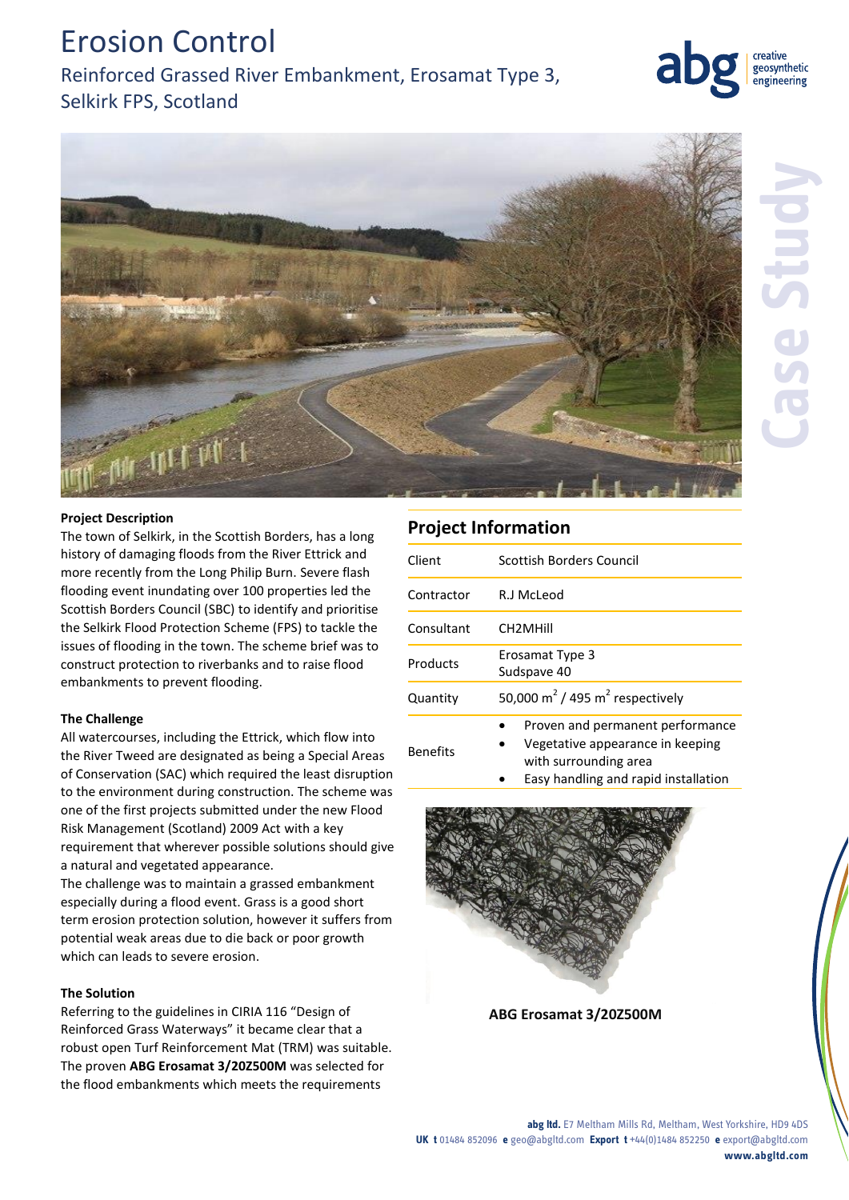# Erosion Control

## Reinforced Grassed River Embankment, Erosamat Type 3, Selkirk FPS, Scotland

**Project Description**

The town of Selkirk, in the Scottish Borders, has a long history of damaging floods from the River Ettrick and more recently from the Long Philip Burn. Severe flash flooding event inundating over 100 properties led the Scottish Borders Council (SBC) to identify and prioritise the Selkirk Flood Protection Scheme (FPS) to tackle the issues of flooding in the town. The scheme brief was to construct protection to riverbanks and to raise flood embankments to prevent flooding.

**The Challenge**

All watercourses, including the Ettrick, which flow into the River Tweed are designated as being a Special Areas of Conservation (SAC) which required the least disruption to the environment during construction. The scheme was one of the first projects submitted under the new Flood Risk Management (Scotland) 2009 Act with a key requirement that wherever possible solutions should give a natural and vegetated appearance.

The challenge was to maintain a grassed embankment especially during a flood event. Grass is a good short term erosion protection solution, however it suffers from potential weak areas due to die back or poor growth which can leads to severe erosion.

**The Solution**

Referring to the guidelines in CIRIA 116 "Design of Reinforced Grass Waterways" it became clear that a robust open Turf Reinforcement Mat (TRM) was suitable. The proven **ABG Erosamat 3/20Z500M** was selected for the flood embankments which meets the requirements

## Project Information

| | |
|---|---|
| Client | Scottish Borders Council |
| Contractor | R.J McLeod |
| Consultant | CH2MHill |
| Products | Erosamat Type 3<br>Sudspave 40 |
| Quantity | 50,000 $m^2$ / 495 $m^2$ respectively |
| Benefits | • Proven and permanent performance<br>• Vegetative appearance in keeping with surrounding area<br>• Easy handling and rapid installation |

**ABG Erosamat 3/20Z500M**

**abg ltd.** E7 Meltham Mills Rd, Meltham, West Yorkshire, HD9 4DS
**UK t** 01484 852096 **e** geo@abgltd.com **Export t** +44(0)1484 852250 **e** export@abgltd.com
**www.abgltd.com**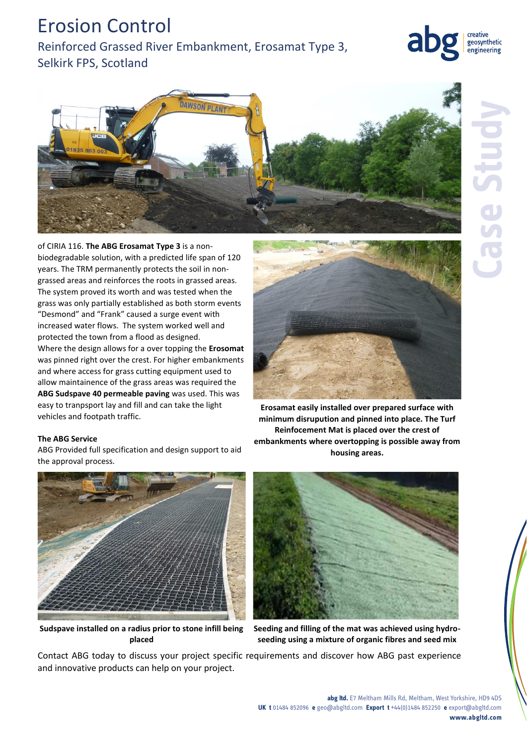# Erosion Control

## Reinforced Grassed River Embankment, Erosamat Type 3, Selkirk FPS, Scotland

of CIRIA 116. **The ABG Erosamat Type 3** is a non-biodegradable solution, with a predicted life span of 120 years. The TRM permanently protects the soil in non-grassed areas and reinforces the roots in grassed areas. The system proved its worth and was tested when the grass was only partially established as both storm events "Desmond" and "Frank" caused a surge event with increased water flows. The system worked well and protected the town from a flood as designed.

Where the design allows for a over topping the **Erosomat** was pinned right over the crest. For higher embankments and where access for grass cutting equipment used to allow maintainence of the grass areas was required the **ABG Sudspave 40 permeable paving** was used. This was easy to tranpsport lay and fill and can take the light vehicles and footpath traffic.

**Erosamat easily installed over prepared surface with minimum disruption and pinned into place. The Turf Reinforcement Mat is placed over the crest of embankments where overtopping is possible away from housing areas.**

### The ABG Service

ABG Provided full specification and design support to aid the approval process.

**Sudspave installed on a radius prior to stone infill being placed**

**Seeding and filling of the mat was achieved using hydro-seeding using a mixture of organic fibres and seed mix**

Contact ABG today to discuss your project specific requirements and discover how ABG past experience and innovative products can help on your project.

**abg ltd.** E7 Meltham Mills Rd, Meltham, West Yorkshire, HD9 4DS
**UK t** 01484 852096 **e** geo@abgltd.com **Export t** +44(0)1484 852250 **e** export@abgltd.com
**www.abgltd.com**